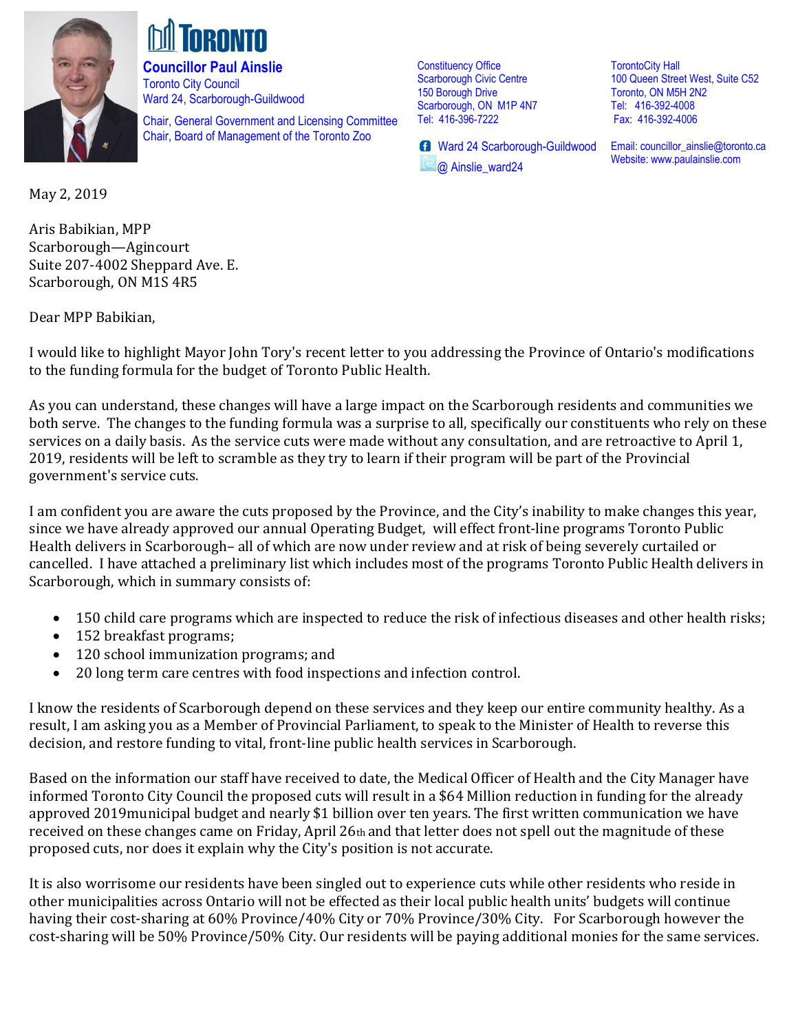**TORONTO**

**Councillor Paul Ainslie**
Toronto City Council
Ward 24, Scarborough-Guildwood

Chair, General Government and Licensing Committee
Chair, Board of Management of the Toronto Zoo

Constituency Office
Scarborough Civic Centre
150 Borough Drive
Scarborough, ON M1P 4N7
Tel: 416-396-7222

Ward 24 Scarborough-Guildwood
@ Ainslie_ward24

TorontoCity Hall
100 Queen Street West, Suite C52
Toronto, ON M5H 2N2
Tel: 416-392-4008
Fax: 416-392-4006

Email: councillor_ainslie@toronto.ca
Website: www.paulainslie.com

May 2, 2019

Aris Babikian, MPP
Scarborough—Agincourt
Suite 207-4002 Sheppard Ave. E.
Scarborough, ON M1S 4R5

Dear MPP Babikian,

I would like to highlight Mayor John Tory's recent letter to you addressing the Province of Ontario's modifications to the funding formula for the budget of Toronto Public Health.

As you can understand, these changes will have a large impact on the Scarborough residents and communities we both serve. The changes to the funding formula was a surprise to all, specifically our constituents who rely on these services on a daily basis. As the service cuts were made without any consultation, and are retroactive to April 1, 2019, residents will be left to scramble as they try to learn if their program will be part of the Provincial government's service cuts.

I am confident you are aware the cuts proposed by the Province, and the City's inability to make changes this year, since we have already approved our annual Operating Budget, will effect front-line programs Toronto Public Health delivers in Scarborough– all of which are now under review and at risk of being severely curtailed or cancelled. I have attached a preliminary list which includes most of the programs Toronto Public Health delivers in Scarborough, which in summary consists of:

- 150 child care programs which are inspected to reduce the risk of infectious diseases and other health risks;
- 152 breakfast programs;
- 120 school immunization programs; and
- 20 long term care centres with food inspections and infection control.

I know the residents of Scarborough depend on these services and they keep our entire community healthy. As a result, I am asking you as a Member of Provincial Parliament, to speak to the Minister of Health to reverse this decision, and restore funding to vital, front-line public health services in Scarborough.

Based on the information our staff have received to date, the Medical Officer of Health and the City Manager have informed Toronto City Council the proposed cuts will result in a $64 Million reduction in funding for the already approved 2019municipal budget and nearly $1 billion over ten years. The first written communication we have received on these changes came on Friday, April 26th and that letter does not spell out the magnitude of these proposed cuts, nor does it explain why the City's position is not accurate.

It is also worrisome our residents have been singled out to experience cuts while other residents who reside in other municipalities across Ontario will not be effected as their local public health units' budgets will continue having their cost-sharing at 60% Province/40% City or 70% Province/30% City. For Scarborough however the cost-sharing will be 50% Province/50% City. Our residents will be paying additional monies for the same services.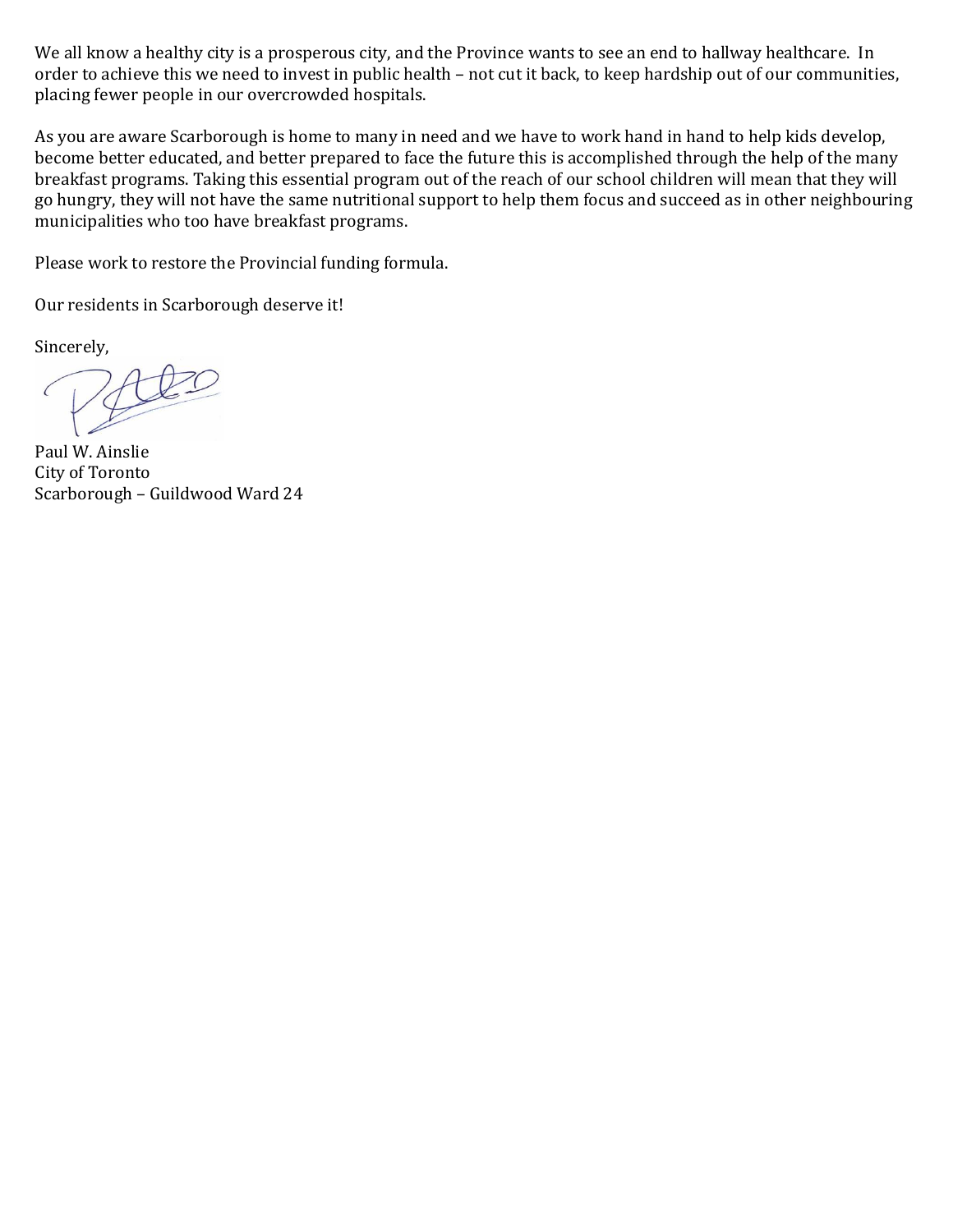We all know a healthy city is a prosperous city, and the Province wants to see an end to hallway healthcare. In order to achieve this we need to invest in public health – not cut it back, to keep hardship out of our communities, placing fewer people in our overcrowded hospitals.

As you are aware Scarborough is home to many in need and we have to work hand in hand to help kids develop, become better educated, and better prepared to face the future this is accomplished through the help of the many breakfast programs. Taking this essential program out of the reach of our school children will mean that they will go hungry, they will not have the same nutritional support to help them focus and succeed as in other neighbouring municipalities who too have breakfast programs.

Please work to restore the Provincial funding formula.

Our residents in Scarborough deserve it!

Sincerely,

Paul W. Ainslie
City of Toronto
Scarborough – Guildwood Ward 24